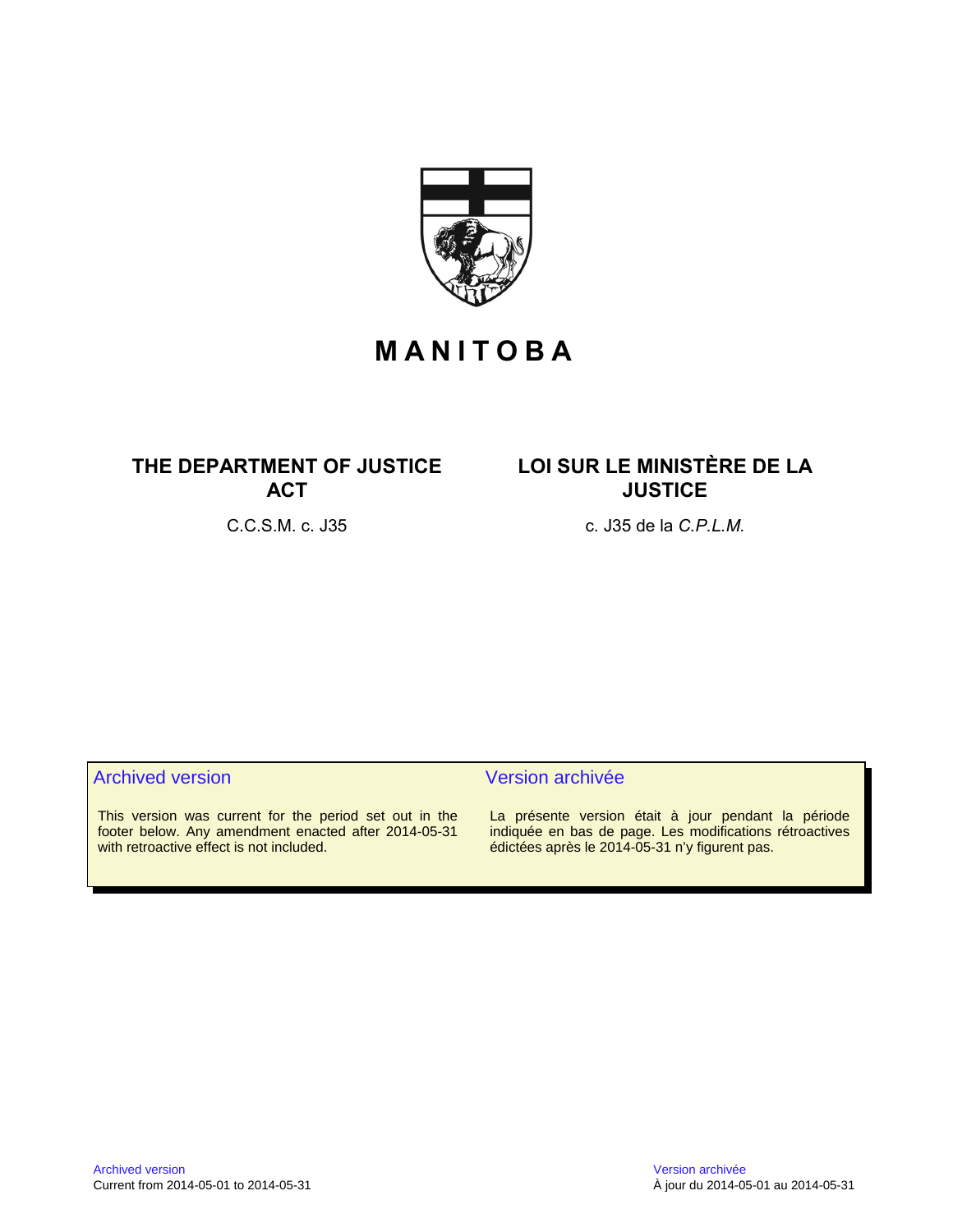# MANITOBA

## THE DEPARTMENT OF JUSTICE ACT

C.C.S.M. c. J35

## LOI SUR LE MINISTÈRE DE LA JUSTICE

c. J35 de la *C.P.L.M.*

### Archived version

This version was current for the period set out in the footer below. Any amendment enacted after 2014-05-31 with retroactive effect is not included.

### Version archivée

La présente version était à jour pendant la période indiquée en bas de page. Les modifications rétroactives édictées après le 2014-05-31 n'y figurent pas.

Archived version
Current from 2014-05-01 to 2014-05-31

Version archivée
À jour du 2014-05-01 au 2014-05-31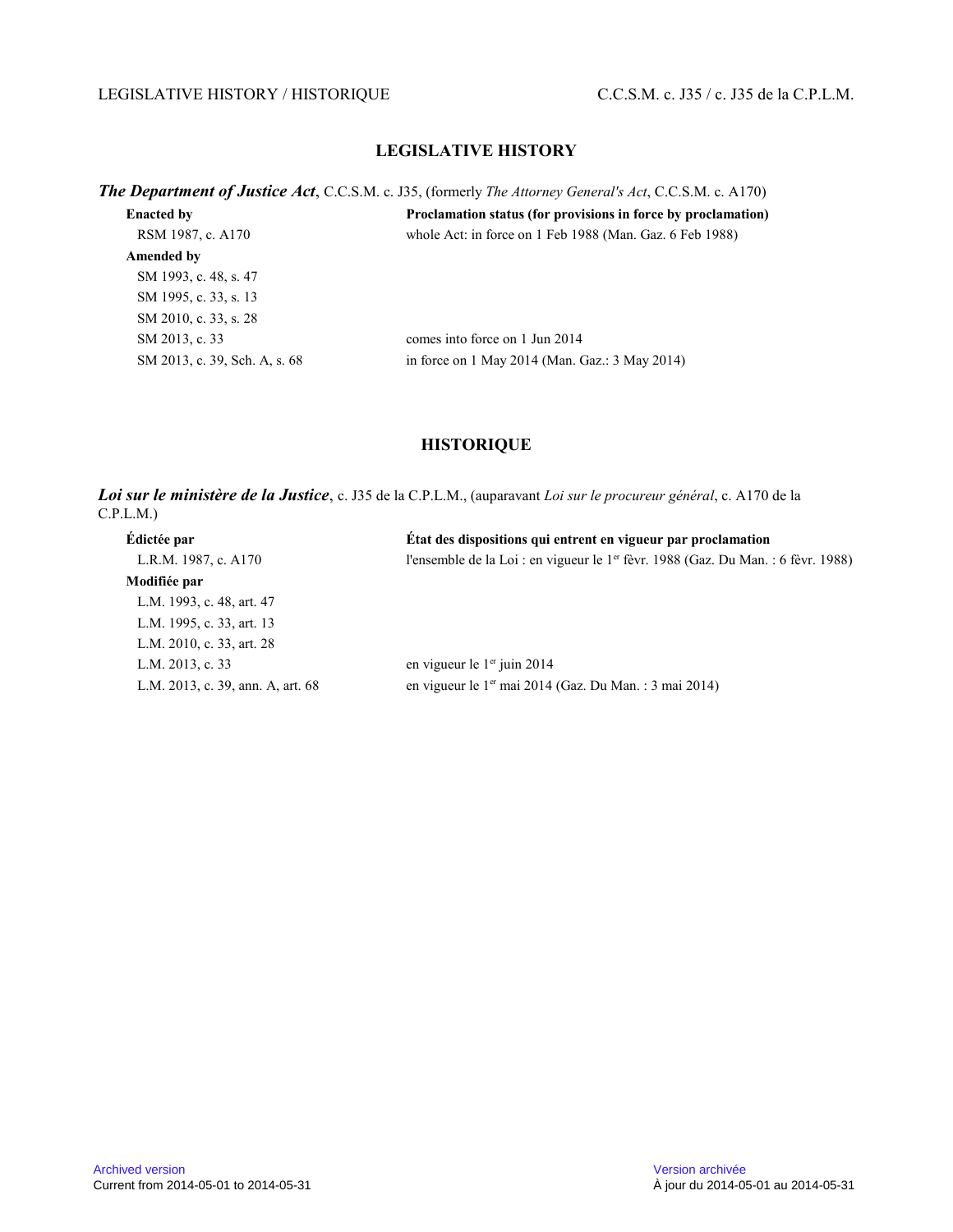## LEGISLATIVE HISTORY

***The Department of Justice Act***, C.C.S.M. c. J35, (formerly *The Attorney General's Act*, C.C.S.M. c. A170)

| **Enacted by** | **Proclamation status (for provisions in force by proclamation)** |
|---|---|
| RSM 1987, c. A170 | whole Act: in force on 1 Feb 1988 (Man. Gaz. 6 Feb 1988) |
| **Amended by** | |
| SM 1993, c. 48, s. 47 | |
| SM 1995, c. 33, s. 13 | |
| SM 2010, c. 33, s. 28 | |
| SM 2013, c. 33 | comes into force on 1 Jun 2014 |
| SM 2013, c. 39, Sch. A, s. 68 | in force on 1 May 2014 (Man. Gaz.: 3 May 2014) |

## HISTORIQUE

***Loi sur le ministère de la Justice***, c. J35 de la C.P.L.M., (auparavant *Loi sur le procureur général*, c. A170 de la C.P.L.M.)

| **Édictée par** | **État des dispositions qui entrent en vigueur par proclamation** |
|---|---|
| L.R.M. 1987, c. A170 | l'ensemble de la Loi : en vigueur le 1er févr. 1988 (Gaz. Du Man. : 6 févr. 1988) |
| **Modifiée par** | |
| L.M. 1993, c. 48, art. 47 | |
| L.M. 1995, c. 33, art. 13 | |
| L.M. 2010, c. 33, art. 28 | |
| L.M. 2013, c. 33 | en vigueur le 1er juin 2014 |
| L.M. 2013, c. 39, ann. A, art. 68 | en vigueur le 1er mai 2014 (Gaz. Du Man. : 3 mai 2014) |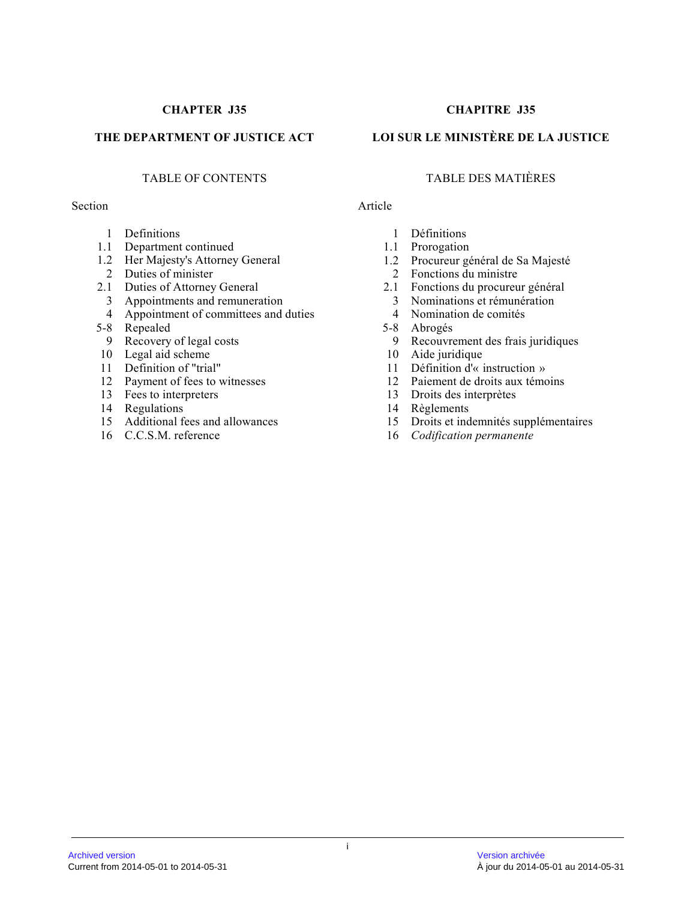# CHAPTER J35

## THE DEPARTMENT OF JUSTICE ACT

### TABLE OF CONTENTS

Section

| | |
|---|---|
| 1 | Definitions |
| 1.1 | Department continued |
| 1.2 | Her Majesty's Attorney General |
| 2 | Duties of minister |
| 2.1 | Duties of Attorney General |
| 3 | Appointments and remuneration |
| 4 | Appointment of committees and duties |
| 5-8 | Repealed |
| 9 | Recovery of legal costs |
| 10 | Legal aid scheme |
| 11 | Definition of "trial" |
| 12 | Payment of fees to witnesses |
| 13 | Fees to interpreters |
| 14 | Regulations |
| 15 | Additional fees and allowances |
| 16 | C.C.S.M. reference |

# CHAPITRE J35

## LOI SUR LE MINISTÈRE DE LA JUSTICE

### TABLE DES MATIÈRES

Article

| | |
|---|---|
| 1 | Définitions |
| 1.1 | Prorogation |
| 1.2 | Procureur général de Sa Majesté |
| 2 | Fonctions du ministre |
| 2.1 | Fonctions du procureur général |
| 3 | Nominations et rémunération |
| 4 | Nomination de comités |
| 5-8 | Abrogés |
| 9 | Recouvrement des frais juridiques |
| 10 | Aide juridique |
| 11 | Définition d'« instruction » |
| 12 | Paiement de droits aux témoins |
| 13 | Droits des interprètes |
| 14 | Règlements |
| 15 | Droits et indemnités supplémentaires |
| 16 | *Codification permanente* |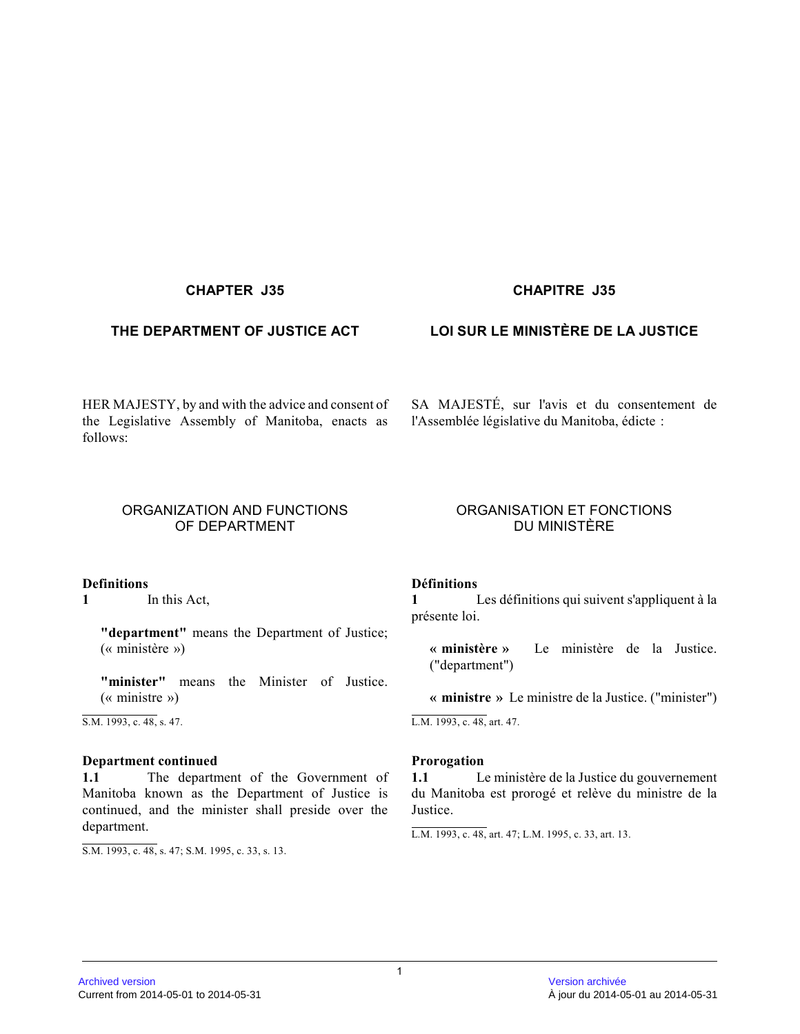## CHAPTER J35

## THE DEPARTMENT OF JUSTICE ACT

HER MAJESTY, by and with the advice and consent of the Legislative Assembly of Manitoba, enacts as follows:

### ORGANIZATION AND FUNCTIONS OF DEPARTMENT

**Definitions**

**1** In this Act,

**"department"** means the Department of Justice; (« ministère »)

**"minister"** means the Minister of Justice. (« ministre »)

S.M. 1993, c. 48, s. 47.

**Department continued**

**1.1** The department of the Government of Manitoba known as the Department of Justice is continued, and the minister shall preside over the department.

S.M. 1993, c. 48, s. 47; S.M. 1995, c. 33, s. 13.

## CHAPITRE J35

## LOI SUR LE MINISTÈRE DE LA JUSTICE

SA MAJESTÉ, sur l'avis et du consentement de l'Assemblée législative du Manitoba, édicte :

### ORGANISATION ET FONCTIONS DU MINISTÈRE

**Définitions**

**1** Les définitions qui suivent s'appliquent à la présente loi.

**« ministère »** Le ministère de la Justice. ("department")

**« ministre »** Le ministre de la Justice. ("minister")

L.M. 1993, c. 48, art. 47.

**Prorogation**

**1.1** Le ministère de la Justice du gouvernement du Manitoba est prorogé et relève du ministre de la Justice.

L.M. 1993, c. 48, art. 47; L.M. 1995, c. 33, art. 13.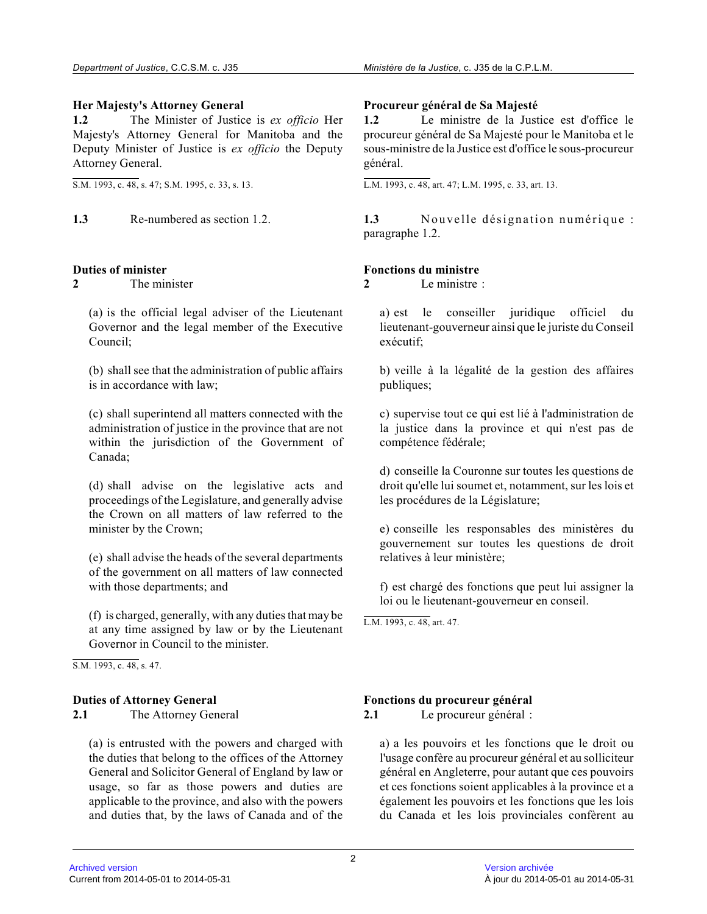### Her Majesty's Attorney General

**1.2** The Minister of Justice is *ex officio* Her Majesty's Attorney General for Manitoba and the Deputy Minister of Justice is *ex officio* the Deputy Attorney General.

S.M. 1993, c. 48, s. 47; S.M. 1995, c. 33, s. 13.

**1.3** Re-numbered as section 1.2.

### Duties of minister

**2** The minister

(a) is the official legal adviser of the Lieutenant Governor and the legal member of the Executive Council;

(b) shall see that the administration of public affairs is in accordance with law;

(c) shall superintend all matters connected with the administration of justice in the province that are not within the jurisdiction of the Government of Canada;

(d) shall advise on the legislative acts and proceedings of the Legislature, and generally advise the Crown on all matters of law referred to the minister by the Crown;

(e) shall advise the heads of the several departments of the government on all matters of law connected with those departments; and

(f) is charged, generally, with any duties that may be at any time assigned by law or by the Lieutenant Governor in Council to the minister.

S.M. 1993, c. 48, s. 47.

### Duties of Attorney General

**2.1** The Attorney General

(a) is entrusted with the powers and charged with the duties that belong to the offices of the Attorney General and Solicitor General of England by law or usage, so far as those powers and duties are applicable to the province, and also with the powers and duties that, by the laws of Canada and of the

### Procureur général de Sa Majesté

**1.2** Le ministre de la Justice est d'office le procureur général de Sa Majesté pour le Manitoba et le sous-ministre de la Justice est d'office le sous-procureur général.

L.M. 1993, c. 48, art. 47; L.M. 1995, c. 33, art. 13.

**1.3** Nouvelle désignation numérique : paragraphe 1.2.

### Fonctions du ministre

**2** Le ministre :

a) est le conseiller juridique officiel du lieutenant-gouverneur ainsi que le juriste du Conseil exécutif;

b) veille à la légalité de la gestion des affaires publiques;

c) supervise tout ce qui est lié à l'administration de la justice dans la province et qui n'est pas de compétence fédérale;

d) conseille la Couronne sur toutes les questions de droit qu'elle lui soumet et, notamment, sur les lois et les procédures de la Législature;

e) conseille les responsables des ministères du gouvernement sur toutes les questions de droit relatives à leur ministère;

f) est chargé des fonctions que peut lui assigner la loi ou le lieutenant-gouverneur en conseil.

L.M. 1993, c. 48, art. 47.

### Fonctions du procureur général

**2.1** Le procureur général :

a) a les pouvoirs et les fonctions que le droit ou l'usage confère au procureur général et au solliciteur général en Angleterre, pour autant que ces pouvoirs et ces fonctions soient applicables à la province et a également les pouvoirs et les fonctions que les lois du Canada et les lois provinciales confèrent au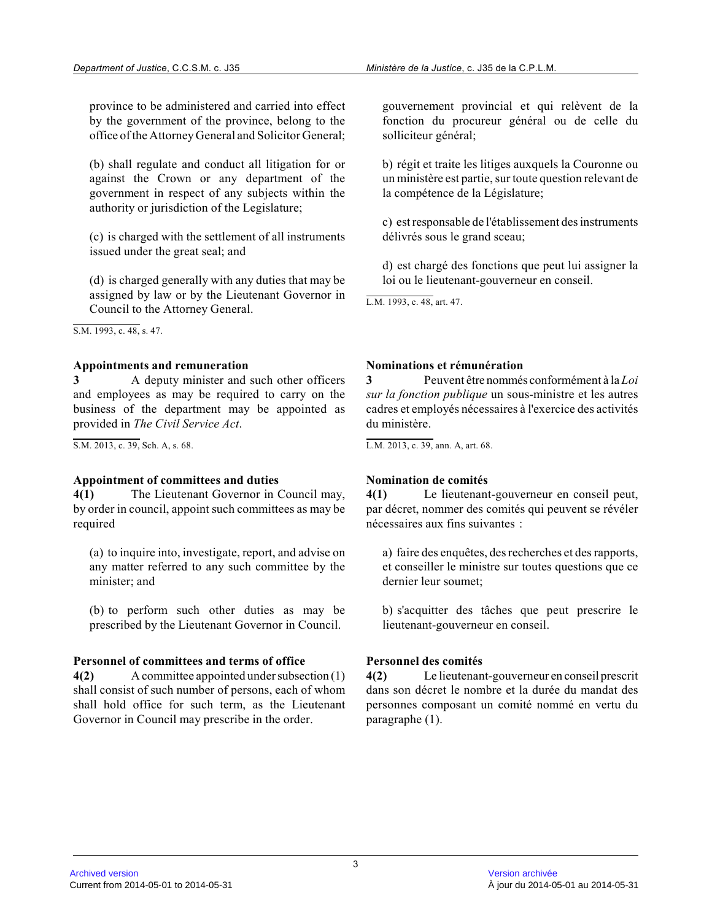province to be administered and carried into effect by the government of the province, belong to the office of the Attorney General and Solicitor General;

(b) shall regulate and conduct all litigation for or against the Crown or any department of the government in respect of any subjects within the authority or jurisdiction of the Legislature;

(c) is charged with the settlement of all instruments issued under the great seal; and

(d) is charged generally with any duties that may be assigned by law or by the Lieutenant Governor in Council to the Attorney General.

S.M. 1993, c. 48, s. 47.

gouvernement provincial et qui relèvent de la fonction du procureur général ou de celle du solliciteur général;

b) régit et traite les litiges auxquels la Couronne ou un ministère est partie, sur toute question relevant de la compétence de la Législature;

c) est responsable de l'établissement des instruments délivrés sous le grand sceau;

d) est chargé des fonctions que peut lui assigner la loi ou le lieutenant-gouverneur en conseil.

L.M. 1993, c. 48, art. 47.

**Appointments and remuneration**

**3** A deputy minister and such other officers and employees as may be required to carry on the business of the department may be appointed as provided in *The Civil Service Act*.

S.M. 2013, c. 39, Sch. A, s. 68.

**Nominations et rémunération**

**3** Peuvent être nommés conformément à la *Loi sur la fonction publique* un sous-ministre et les autres cadres et employés nécessaires à l'exercice des activités du ministère.

L.M. 2013, c. 39, ann. A, art. 68.

**Appointment of committees and duties**

**4(1)** The Lieutenant Governor in Council may, by order in council, appoint such committees as may be required

(a) to inquire into, investigate, report, and advise on any matter referred to any such committee by the minister; and

(b) to perform such other duties as may be prescribed by the Lieutenant Governor in Council.

**Nomination de comités**

**4(1)** Le lieutenant-gouverneur en conseil peut, par décret, nommer des comités qui peuvent se révéler nécessaires aux fins suivantes :

a) faire des enquêtes, des recherches et des rapports, et conseiller le ministre sur toutes questions que ce dernier leur soumet;

b) s'acquitter des tâches que peut prescrire le lieutenant-gouverneur en conseil.

**Personnel of committees and terms of office**

**4(2)** A committee appointed under subsection (1) shall consist of such number of persons, each of whom shall hold office for such term, as the Lieutenant Governor in Council may prescribe in the order.

**Personnel des comités**

**4(2)** Le lieutenant-gouverneur en conseil prescrit dans son décret le nombre et la durée du mandat des personnes composant un comité nommé en vertu du paragraphe (1).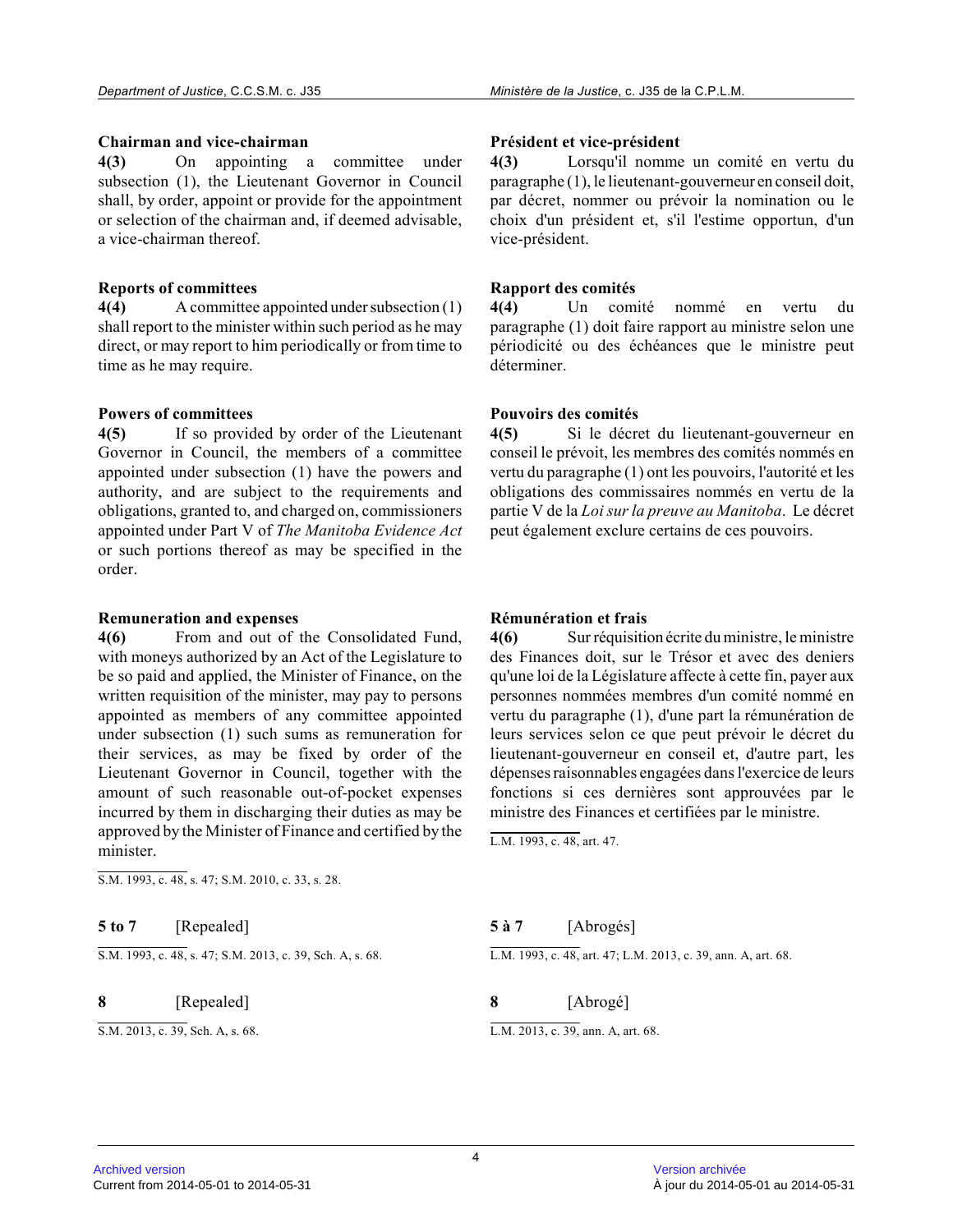**Chairman and vice-chairman**

**4(3)** On appointing a committee under subsection (1), the Lieutenant Governor in Council shall, by order, appoint or provide for the appointment or selection of the chairman and, if deemed advisable, a vice-chairman thereof.

**Reports of committees**

**4(4)** A committee appointed under subsection (1) shall report to the minister within such period as he may direct, or may report to him periodically or from time to time as he may require.

**Powers of committees**

**4(5)** If so provided by order of the Lieutenant Governor in Council, the members of a committee appointed under subsection (1) have the powers and authority, and are subject to the requirements and obligations, granted to, and charged on, commissioners appointed under Part V of *The Manitoba Evidence Act* or such portions thereof as may be specified in the order.

**Remuneration and expenses**

**4(6)** From and out of the Consolidated Fund, with moneys authorized by an Act of the Legislature to be so paid and applied, the Minister of Finance, on the written requisition of the minister, may pay to persons appointed as members of any committee appointed under subsection (1) such sums as remuneration for their services, as may be fixed by order of the Lieutenant Governor in Council, together with the amount of such reasonable out-of-pocket expenses incurred by them in discharging their duties as may be approved by the Minister of Finance and certified by the minister.

S.M. 1993, c. 48, s. 47; S.M. 2010, c. 33, s. 28.

**5 to 7** [Repealed]

S.M. 1993, c. 48, s. 47; S.M. 2013, c. 39, Sch. A, s. 68.

**8** [Repealed]

S.M. 2013, c. 39, Sch. A, s. 68.

**Président et vice-président**

**4(3)** Lorsqu'il nomme un comité en vertu du paragraphe (1), le lieutenant-gouverneur en conseil doit, par décret, nommer ou prévoir la nomination ou le choix d'un président et, s'il l'estime opportun, d'un vice-président.

**Rapport des comités**

**4(4)** Un comité nommé en vertu du paragraphe (1) doit faire rapport au ministre selon une périodicité ou des échéances que le ministre peut déterminer.

**Pouvoirs des comités**

**4(5)** Si le décret du lieutenant-gouverneur en conseil le prévoit, les membres des comités nommés en vertu du paragraphe (1) ont les pouvoirs, l'autorité et les obligations des commissaires nommés en vertu de la partie V de la *Loi sur la preuve au Manitoba*. Le décret peut également exclure certains de ces pouvoirs.

**Rémunération et frais**

**4(6)** Sur réquisition écrite du ministre, le ministre des Finances doit, sur le Trésor et avec des deniers qu'une loi de la Législature affecte à cette fin, payer aux personnes nommées membres d'un comité nommé en vertu du paragraphe (1), d'une part la rémunération de leurs services selon ce que peut prévoir le décret du lieutenant-gouverneur en conseil et, d'autre part, les dépenses raisonnables engagées dans l'exercice de leurs fonctions si ces dernières sont approuvées par le ministre des Finances et certifiées par le ministre.

L.M. 1993, c. 48, art. 47.

**5 à 7** [Abrogés]

L.M. 1993, c. 48, art. 47; L.M. 2013, c. 39, ann. A, art. 68.

**8** [Abrogé]

L.M. 2013, c. 39, ann. A, art. 68.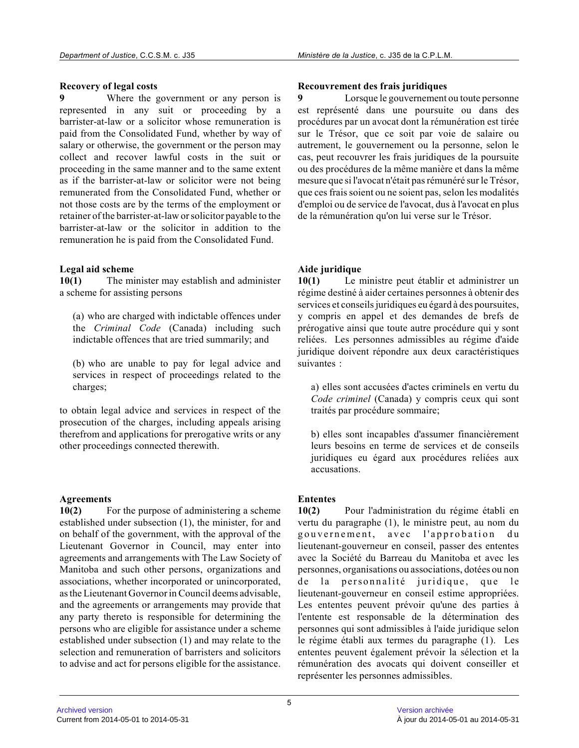**Recovery of legal costs**

**9** Where the government or any person is represented in any suit or proceeding by a barrister-at-law or a solicitor whose remuneration is paid from the Consolidated Fund, whether by way of salary or otherwise, the government or the person may collect and recover lawful costs in the suit or proceeding in the same manner and to the same extent as if the barrister-at-law or solicitor were not being remunerated from the Consolidated Fund, whether or not those costs are by the terms of the employment or retainer of the barrister-at-law or solicitor payable to the barrister-at-law or the solicitor in addition to the remuneration he is paid from the Consolidated Fund.

**Legal aid scheme**

**10(1)** The minister may establish and administer a scheme for assisting persons

(a) who are charged with indictable offences under the *Criminal Code* (Canada) including such indictable offences that are tried summarily; and

(b) who are unable to pay for legal advice and services in respect of proceedings related to the charges;

to obtain legal advice and services in respect of the prosecution of the charges, including appeals arising therefrom and applications for prerogative writs or any other proceedings connected therewith.

**Agreements**

**10(2)** For the purpose of administering a scheme established under subsection (1), the minister, for and on behalf of the government, with the approval of the Lieutenant Governor in Council, may enter into agreements and arrangements with The Law Society of Manitoba and such other persons, organizations and associations, whether incorporated or unincorporated, as the Lieutenant Governor in Council deems advisable, and the agreements or arrangements may provide that any party thereto is responsible for determining the persons who are eligible for assistance under a scheme established under subsection (1) and may relate to the selection and remuneration of barristers and solicitors to advise and act for persons eligible for the assistance.

**Recouvrement des frais juridiques**

**9** Lorsque le gouvernement ou toute personne est représenté dans une poursuite ou dans des procédures par un avocat dont la rémunération est tirée sur le Trésor, que ce soit par voie de salaire ou autrement, le gouvernement ou la personne, selon le cas, peut recouvrer les frais juridiques de la poursuite ou des procédures de la même manière et dans la même mesure que si l'avocat n'était pas rémunéré sur le Trésor, que ces frais soient ou ne soient pas, selon les modalités d'emploi ou de service de l'avocat, dus à l'avocat en plus de la rémunération qu'on lui verse sur le Trésor.

**Aide juridique**

**10(1)** Le ministre peut établir et administrer un régime destiné à aider certaines personnes à obtenir des services et conseils juridiques eu égard à des poursuites, y compris en appel et des demandes de brefs de prérogative ainsi que toute autre procédure qui y sont reliées. Les personnes admissibles au régime d'aide juridique doivent répondre aux deux caractéristiques suivantes :

a) elles sont accusées d'actes criminels en vertu du *Code criminel* (Canada) y compris ceux qui sont traités par procédure sommaire;

b) elles sont incapables d'assumer financièrement leurs besoins en terme de services et de conseils juridiques eu égard aux procédures reliées aux accusations.

**Ententes**

**10(2)** Pour l'administration du régime établi en vertu du paragraphe (1), le ministre peut, au nom du gouvernement, avec l'approbation du lieutenant-gouverneur en conseil, passer des ententes avec la Société du Barreau du Manitoba et avec les personnes, organisations ou associations, dotées ou non de la personnalité juridique, que le lieutenant-gouverneur en conseil estime appropriées. Les ententes peuvent prévoir qu'une des parties à l'entente est responsable de la détermination des personnes qui sont admissibles à l'aide juridique selon le régime établi aux termes du paragraphe (1). Les ententes peuvent également prévoir la sélection et la rémunération des avocats qui doivent conseiller et représenter les personnes admissibles.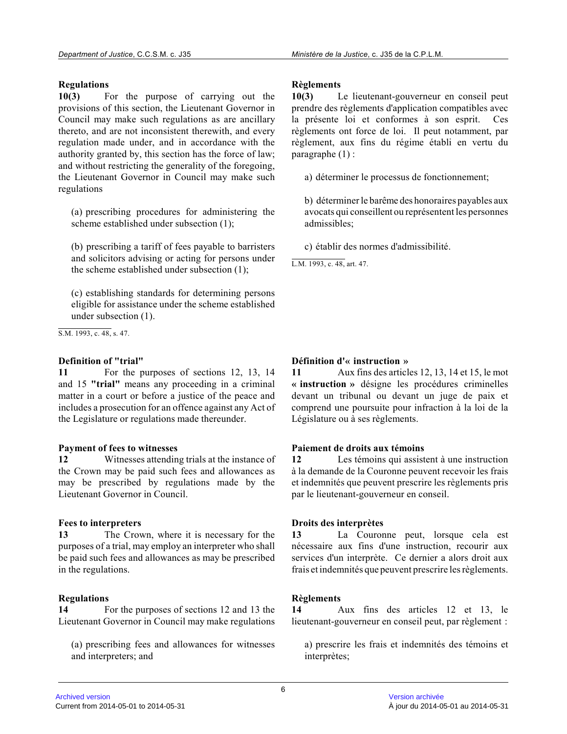### Regulations

**10(3)** For the purpose of carrying out the provisions of this section, the Lieutenant Governor in Council may make such regulations as are ancillary thereto, and are not inconsistent therewith, and every regulation made under, and in accordance with the authority granted by, this section has the force of law; and without restricting the generality of the foregoing, the Lieutenant Governor in Council may make such regulations

(a) prescribing procedures for administering the scheme established under subsection (1);

(b) prescribing a tariff of fees payable to barristers and solicitors advising or acting for persons under the scheme established under subsection (1);

(c) establishing standards for determining persons eligible for assistance under the scheme established under subsection (1).

S.M. 1993, c. 48, s. 47.

### Règlements

**10(3)** Le lieutenant-gouverneur en conseil peut prendre des règlements d'application compatibles avec la présente loi et conformes à son esprit. Ces règlements ont force de loi. Il peut notamment, par règlement, aux fins du régime établi en vertu du paragraphe (1) :

a) déterminer le processus de fonctionnement;

b) déterminer le barême des honoraires payables aux avocats qui conseillent ou représentent les personnes admissibles;

c) établir des normes d'admissibilité.

L.M. 1993, c. 48, art. 47.

### Definition of "trial"

**11** For the purposes of sections 12, 13, 14 and 15 **"trial"** means any proceeding in a criminal matter in a court or before a justice of the peace and includes a prosecution for an offence against any Act of the Legislature or regulations made thereunder.

### Définition d'« instruction »

**11** Aux fins des articles 12, 13, 14 et 15, le mot **« instruction »** désigne les procédures criminelles devant un tribunal ou devant un juge de paix et comprend une poursuite pour infraction à la loi de la Législature ou à ses règlements.

### Payment of fees to witnesses

**12** Witnesses attending trials at the instance of the Crown may be paid such fees and allowances as may be prescribed by regulations made by the Lieutenant Governor in Council.

### Paiement de droits aux témoins

**12** Les témoins qui assistent à une instruction à la demande de la Couronne peuvent recevoir les frais et indemnités que peuvent prescrire les règlements pris par le lieutenant-gouverneur en conseil.

### Fees to interpreters

**13** The Crown, where it is necessary for the purposes of a trial, may employ an interpreter who shall be paid such fees and allowances as may be prescribed in the regulations.

### Droits des interprètes

**13** La Couronne peut, lorsque cela est nécessaire aux fins d'une instruction, recourir aux services d'un interprète. Ce dernier a alors droit aux frais et indemnités que peuvent prescrire les règlements.

### Regulations

**14** For the purposes of sections 12 and 13 the Lieutenant Governor in Council may make regulations

(a) prescribing fees and allowances for witnesses and interpreters; and

### Règlements

**14** Aux fins des articles 12 et 13, le lieutenant-gouverneur en conseil peut, par règlement :

a) prescrire les frais et indemnités des témoins et interprètes;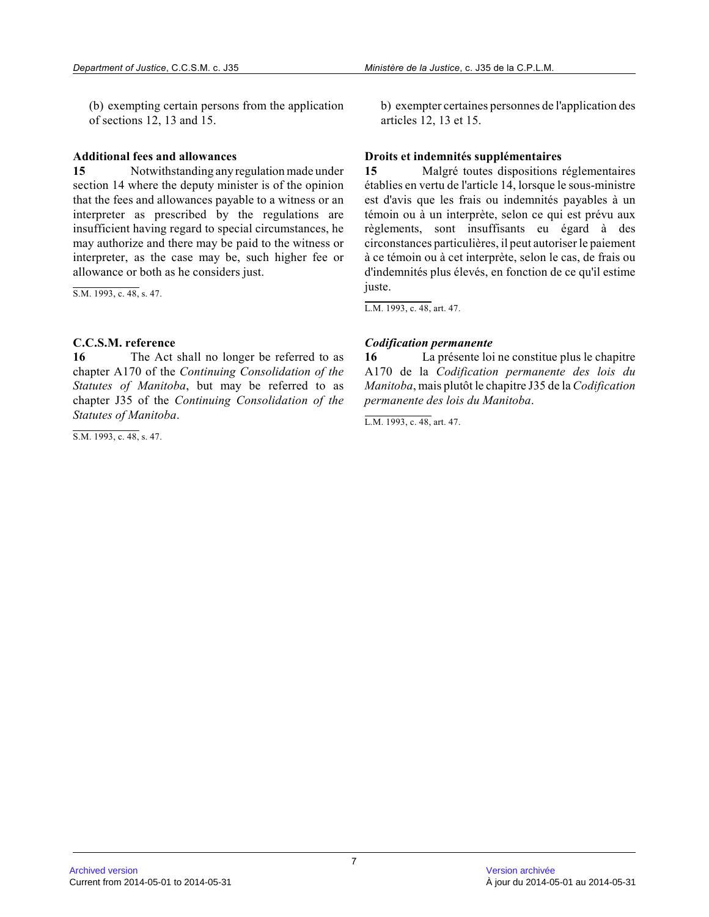(b) exempting certain persons from the application of sections 12, 13 and 15.

b) exempter certaines personnes de l'application des articles 12, 13 et 15.

**Additional fees and allowances**

**15** Notwithstanding any regulation made under section 14 where the deputy minister is of the opinion that the fees and allowances payable to a witness or an interpreter as prescribed by the regulations are insufficient having regard to special circumstances, he may authorize and there may be paid to the witness or interpreter, as the case may be, such higher fee or allowance or both as he considers just.

S.M. 1993, c. 48, s. 47.

**Droits et indemnités supplémentaires**

**15** Malgré toutes dispositions réglementaires établies en vertu de l'article 14, lorsque le sous-ministre est d'avis que les frais ou indemnités payables à un témoin ou à un interprète, selon ce qui est prévu aux règlements, sont insuffisants eu égard à des circonstances particulières, il peut autoriser le paiement à ce témoin ou à cet interprète, selon le cas, de frais ou d'indemnités plus élevés, en fonction de ce qu'il estime juste.

L.M. 1993, c. 48, art. 47.

**C.C.S.M. reference**

**16** The Act shall no longer be referred to as chapter A170 of the *Continuing Consolidation of the Statutes of Manitoba*, but may be referred to as chapter J35 of the *Continuing Consolidation of the Statutes of Manitoba*.

S.M. 1993, c. 48, s. 47.

***Codification permanente***

**16** La présente loi ne constitue plus le chapitre A170 de la *Codification permanente des lois du Manitoba*, mais plutôt le chapitre J35 de la *Codification permanente des lois du Manitoba*.

L.M. 1993, c. 48, art. 47.